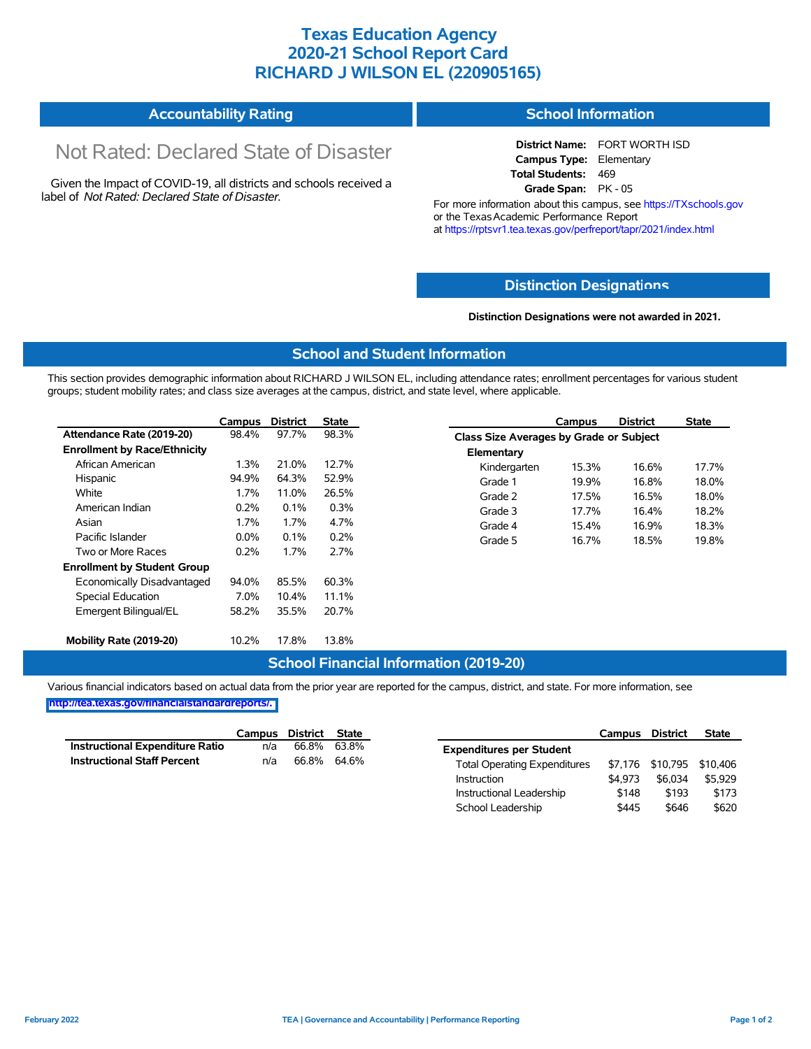# Texas Education Agency
# 2020-21 School Report Card
# RICHARD J WILSON EL (220905165)

## Accountability Rating

Not Rated: Declared State of Disaster

Given the Impact of COVID-19, all districts and schools received a label of *Not Rated: Declared State of Disaster*.

## School Information

**District Name:** FORT WORTH ISD
**Campus Type:** Elementary
**Total Students:** 469
**Grade Span:** PK - 05

For more information about this campus, see https://TXschools.gov or the Texas Academic Performance Report at https://rptsvr1.tea.texas.gov/perfreport/tapr/2021/index.html

## Distinction Designations

**Distinction Designations were not awarded in 2021.**

## School and Student Information

This section provides demographic information about RICHARD J WILSON EL, including attendance rates; enrollment percentages for various student groups; student mobility rates; and class size averages at the campus, district, and state level, where applicable.

| | Campus | District | State |
|---|---|---|---|
| **Attendance Rate (2019-20)** | 98.4% | 97.7% | 98.3% |
| **Enrollment by Race/Ethnicity** | | | |
| African American | 1.3% | 21.0% | 12.7% |
| Hispanic | 94.9% | 64.3% | 52.9% |
| White | 1.7% | 11.0% | 26.5% |
| American Indian | 0.2% | 0.1% | 0.3% |
| Asian | 1.7% | 1.7% | 4.7% |
| Pacific Islander | 0.0% | 0.1% | 0.2% |
| Two or More Races | 0.2% | 1.7% | 2.7% |
| **Enrollment by Student Group** | | | |
| Economically Disadvantaged | 94.0% | 85.5% | 60.3% |
| Special Education | 7.0% | 10.4% | 11.1% |
| Emergent Bilingual/EL | 58.2% | 35.5% | 20.7% |
| **Mobility Rate (2019-20)** | 10.2% | 17.8% | 13.8% |

| | Campus | District | State |
|---|---|---|---|
| **Class Size Averages by Grade or Subject** | | | |
| **Elementary** | | | |
| Kindergarten | 15.3% | 16.6% | 17.7% |
| Grade 1 | 19.9% | 16.8% | 18.0% |
| Grade 2 | 17.5% | 16.5% | 18.0% |
| Grade 3 | 17.7% | 16.4% | 18.2% |
| Grade 4 | 15.4% | 16.9% | 18.3% |
| Grade 5 | 16.7% | 18.5% | 19.8% |

## School Financial Information (2019-20)

Various financial indicators based on actual data from the prior year are reported for the campus, district, and state. For more information, see http://tea.texas.gov/financialstandardreports/.

| | Campus | District | State |
|---|---|---|---|
| **Instructional Expenditure Ratio** | n/a | 66.8% | 63.8% |
| **Instructional Staff Percent** | n/a | 66.8% | 64.6% |

| | Campus | District | State |
|---|---|---|---|
| **Expenditures per Student** | | | |
| Total Operating Expenditures | $7,176 | $10,795 | $10,406 |
| Instruction | $4,973 | $6,034 | $5,929 |
| Instructional Leadership | $148 | $193 | $173 |
| School Leadership | $445 | $646 | $620 |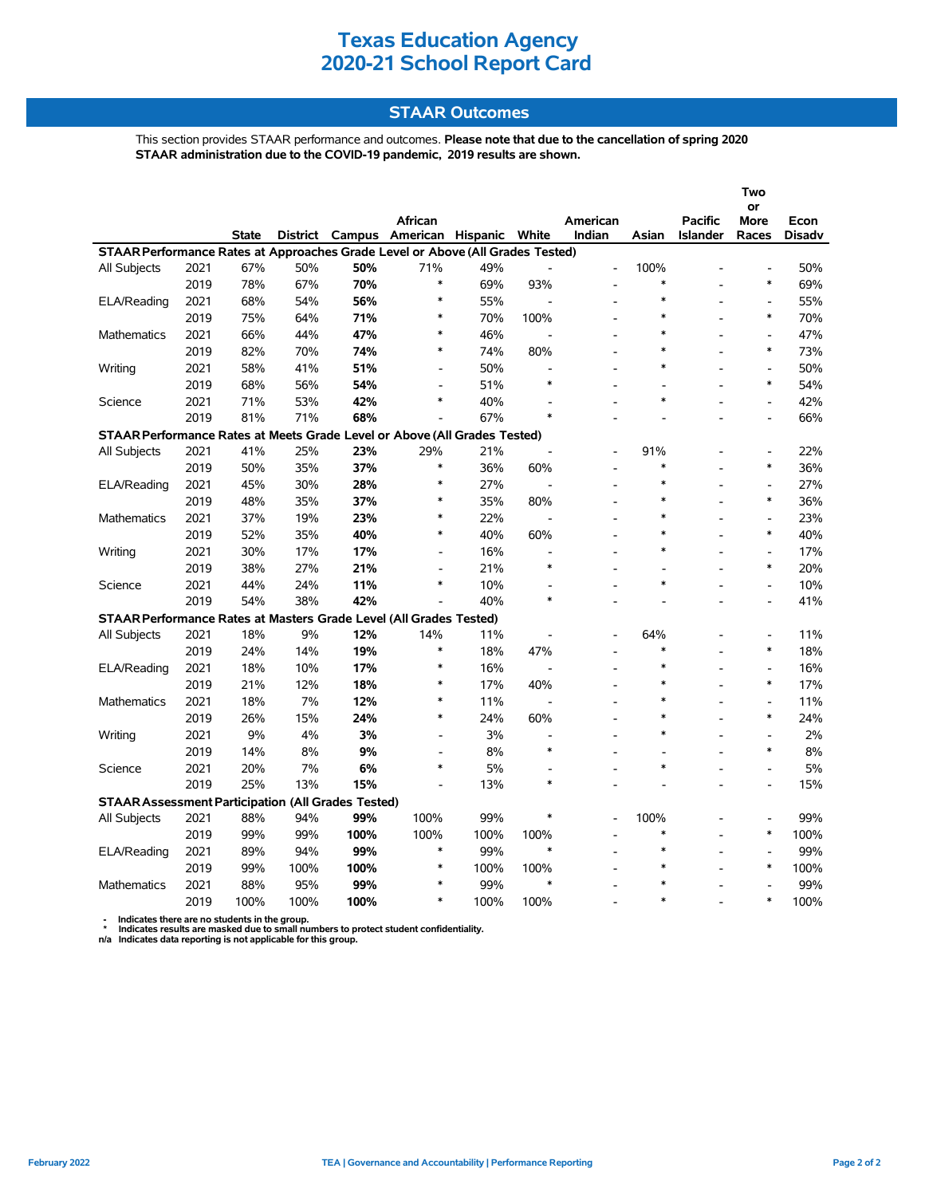# Texas Education Agency
# 2020-21 School Report Card

## STAAR Outcomes

This section provides STAAR performance and outcomes. **Please note that due to the cancellation of spring 2020 STAAR administration due to the COVID-19 pandemic, 2019 results are shown.**

| | | State | District | Campus | African American | Hispanic | White | American Indian | Asian | Pacific Islander | Two or More Races | Econ Disadv |
|---|---|---|---|---|---|---|---|---|---|---|---|---|
| **STAAR Performance Rates at Approaches Grade Level or Above (All Grades Tested)** | | | | | | | | | | | | |
| All Subjects | 2021 | 67% | 50% | **50%** | 71% | 49% | - | - | 100% | - | - | 50% |
| | 2019 | 78% | 67% | **70%** | * | 69% | 93% | - | * | - | * | 69% |
| ELA/Reading | 2021 | 68% | 54% | **56%** | * | 55% | - | - | * | - | - | 55% |
| | 2019 | 75% | 64% | **71%** | * | 70% | 100% | - | * | - | * | 70% |
| Mathematics | 2021 | 66% | 44% | **47%** | * | 46% | - | - | * | - | - | 47% |
| | 2019 | 82% | 70% | **74%** | * | 74% | 80% | - | * | - | * | 73% |
| Writing | 2021 | 58% | 41% | **51%** | - | 50% | - | - | * | - | - | 50% |
| | 2019 | 68% | 56% | **54%** | - | 51% | * | - | - | - | * | 54% |
| Science | 2021 | 71% | 53% | **42%** | * | 40% | - | - | * | - | - | 42% |
| | 2019 | 81% | 71% | **68%** | - | 67% | * | - | - | - | - | 66% |
| **STAAR Performance Rates at Meets Grade Level or Above (All Grades Tested)** | | | | | | | | | | | | |
| All Subjects | 2021 | 41% | 25% | **23%** | 29% | 21% | - | - | 91% | - | - | 22% |
| | 2019 | 50% | 35% | **37%** | * | 36% | 60% | - | * | - | * | 36% |
| ELA/Reading | 2021 | 45% | 30% | **28%** | * | 27% | - | - | * | - | - | 27% |
| | 2019 | 48% | 35% | **37%** | * | 35% | 80% | - | * | - | * | 36% |
| Mathematics | 2021 | 37% | 19% | **23%** | * | 22% | - | - | * | - | - | 23% |
| | 2019 | 52% | 35% | **40%** | * | 40% | 60% | - | * | - | * | 40% |
| Writing | 2021 | 30% | 17% | **17%** | - | 16% | - | - | * | - | - | 17% |
| | 2019 | 38% | 27% | **21%** | - | 21% | * | - | - | - | * | 20% |
| Science | 2021 | 44% | 24% | **11%** | * | 10% | - | - | * | - | - | 10% |
| | 2019 | 54% | 38% | **42%** | - | 40% | * | - | - | - | - | 41% |
| **STAAR Performance Rates at Masters Grade Level (All Grades Tested)** | | | | | | | | | | | | |
| All Subjects | 2021 | 18% | 9% | **12%** | 14% | 11% | - | - | 64% | - | - | 11% |
| | 2019 | 24% | 14% | **19%** | * | 18% | 47% | - | * | - | * | 18% |
| ELA/Reading | 2021 | 18% | 10% | **17%** | * | 16% | - | - | * | - | - | 16% |
| | 2019 | 21% | 12% | **18%** | * | 17% | 40% | - | * | - | * | 17% |
| Mathematics | 2021 | 18% | 7% | **12%** | * | 11% | - | - | * | - | - | 11% |
| | 2019 | 26% | 15% | **24%** | * | 24% | 60% | - | * | - | * | 24% |
| Writing | 2021 | 9% | 4% | **3%** | - | 3% | - | - | * | - | - | 2% |
| | 2019 | 14% | 8% | **9%** | - | 8% | * | - | - | - | * | 8% |
| Science | 2021 | 20% | 7% | **6%** | * | 5% | - | - | * | - | - | 5% |
| | 2019 | 25% | 13% | **15%** | - | 13% | * | - | - | - | - | 15% |
| **STAAR Assessment Participation (All Grades Tested)** | | | | | | | | | | | | |
| All Subjects | 2021 | 88% | 94% | **99%** | 100% | 99% | * | - | 100% | - | - | 99% |
| | 2019 | 99% | 99% | **100%** | 100% | 100% | 100% | - | * | - | * | 100% |
| ELA/Reading | 2021 | 89% | 94% | **99%** | * | 99% | * | - | * | - | - | 99% |
| | 2019 | 99% | 100% | **100%** | * | 100% | 100% | - | * | - | * | 100% |
| Mathematics | 2021 | 88% | 95% | **99%** | * | 99% | * | - | * | - | - | 99% |
| | 2019 | 100% | 100% | **100%** | * | 100% | 100% | - | * | - | * | 100% |

- Indicates there are no students in the group.
\* Indicates results are masked due to small numbers to protect student confidentiality.
n/a Indicates data reporting is not applicable for this group.